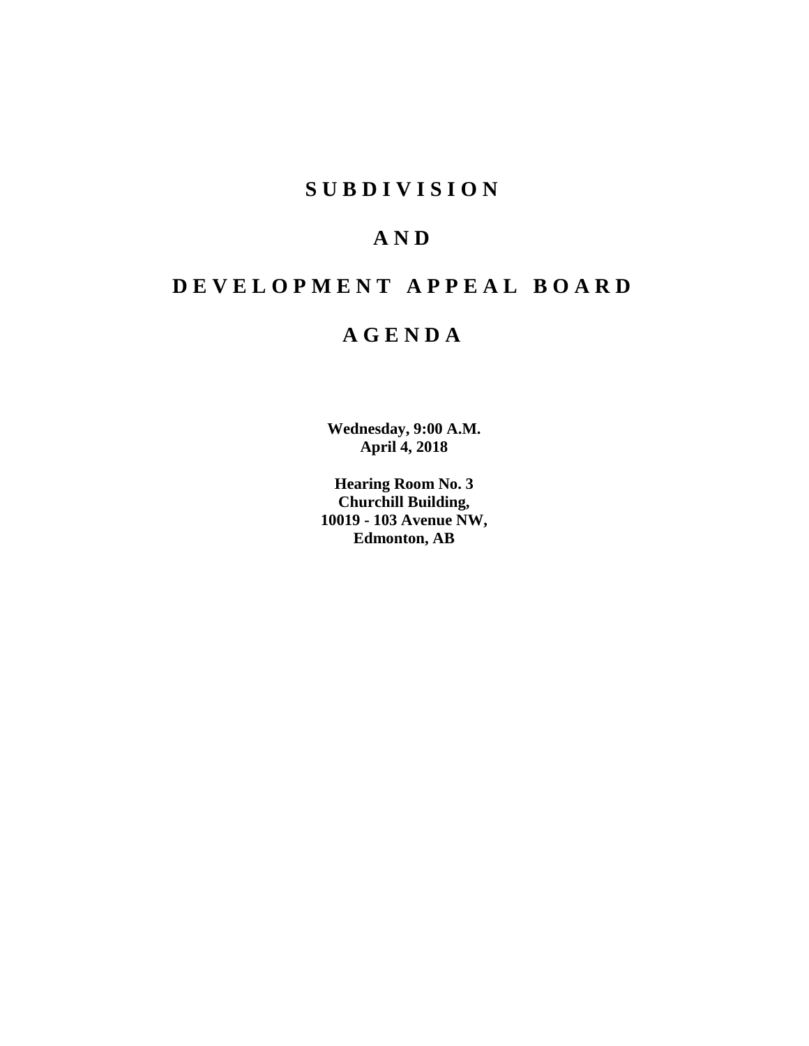# SUBDIVISION

# AND

# DEVELOPMENT APPEAL BOARD

# AGENDA

**Wednesday, 9:00 A.M.**
**April 4, 2018**

**Hearing Room No. 3**
**Churchill Building,**
**10019 - 103 Avenue NW,**
**Edmonton, AB**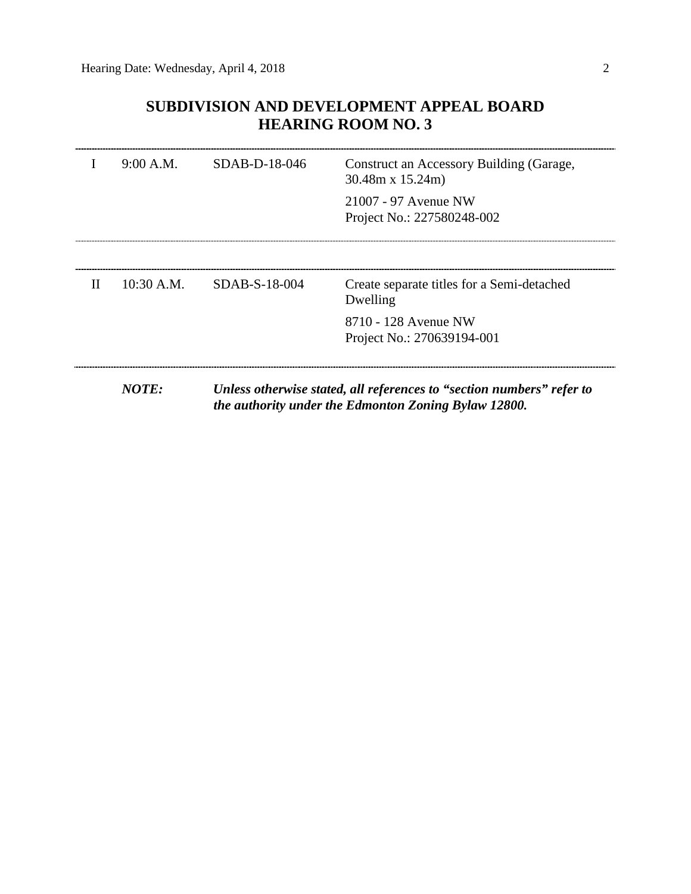## SUBDIVISION AND DEVELOPMENT APPEAL BOARD
## HEARING ROOM NO. 3

| | | | |
|---|---|---|---|
| I | 9:00 A.M. | SDAB-D-18-046 | Construct an Accessory Building (Garage, 30.48m x 15.24m)<br><br>21007 - 97 Avenue NW<br>Project No.: 227580248-002 |
| II | 10:30 A.M. | SDAB-S-18-004 | Create separate titles for a Semi-detached Dwelling<br><br>8710 - 128 Avenue NW<br>Project No.: 270639194-001 |

***NOTE:*** ***Unless otherwise stated, all references to "section numbers" refer to the authority under the Edmonton Zoning Bylaw 12800.***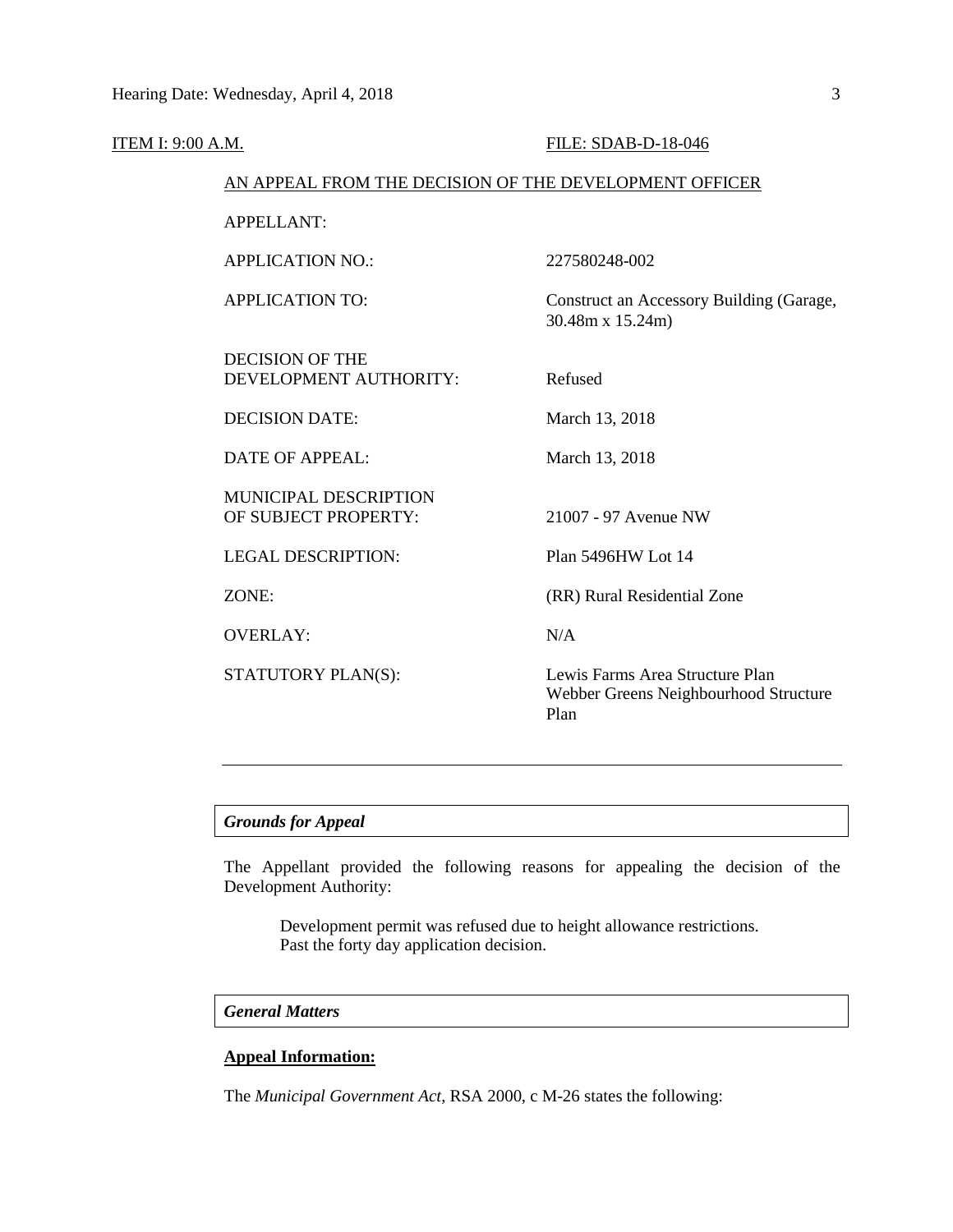ITEM I: 9:00 A.M. FILE: SDAB-D-18-046

AN APPEAL FROM THE DECISION OF THE DEVELOPMENT OFFICER

| | |
|---|---|
| APPELLANT: | |
| APPLICATION NO.: | 227580248-002 |
| APPLICATION TO: | Construct an Accessory Building (Garage, 30.48m x 15.24m) |
| DECISION OF THE DEVELOPMENT AUTHORITY: | Refused |
| DECISION DATE: | March 13, 2018 |
| DATE OF APPEAL: | March 13, 2018 |
| MUNICIPAL DESCRIPTION OF SUBJECT PROPERTY: | 21007 - 97 Avenue NW |
| LEGAL DESCRIPTION: | Plan 5496HW Lot 14 |
| ZONE: | (RR) Rural Residential Zone |
| OVERLAY: | N/A |
| STATUTORY PLAN(S): | Lewis Farms Area Structure Plan<br>Webber Greens Neighbourhood Structure Plan |

---

***Grounds for Appeal***

The Appellant provided the following reasons for appealing the decision of the Development Authority:

> Development permit was refused due to height allowance restrictions.
> Past the forty day application decision.

***General Matters***

**Appeal Information:**

The *Municipal Government Act*, RSA 2000, c M-26 states the following: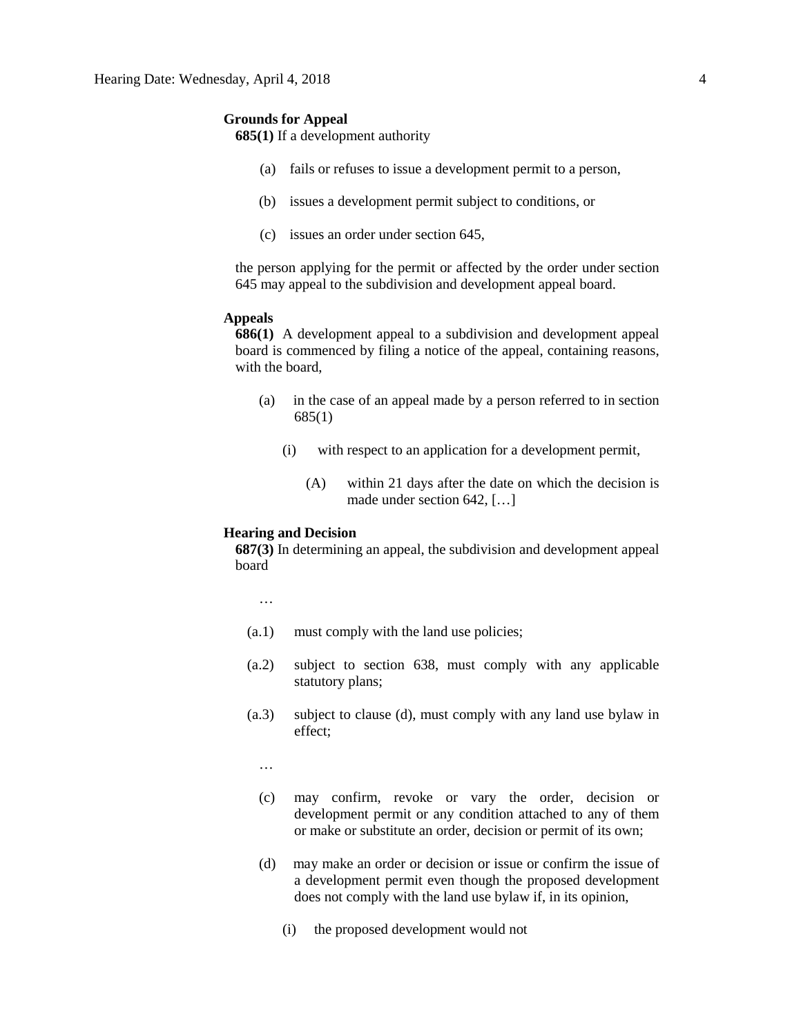**Grounds for Appeal**

**685(1)** If a development authority

(a) fails or refuses to issue a development permit to a person,

(b) issues a development permit subject to conditions, or

(c) issues an order under section 645,

the person applying for the permit or affected by the order under section 645 may appeal to the subdivision and development appeal board.

**Appeals**

**686(1)** A development appeal to a subdivision and development appeal board is commenced by filing a notice of the appeal, containing reasons, with the board,

(a) in the case of an appeal made by a person referred to in section 685(1)

(i) with respect to an application for a development permit,

(A) within 21 days after the date on which the decision is made under section 642, […]

**Hearing and Decision**

**687(3)** In determining an appeal, the subdivision and development appeal board

…

(a.1) must comply with the land use policies;

(a.2) subject to section 638, must comply with any applicable statutory plans;

(a.3) subject to clause (d), must comply with any land use bylaw in effect;

…

(c) may confirm, revoke or vary the order, decision or development permit or any condition attached to any of them or make or substitute an order, decision or permit of its own;

(d) may make an order or decision or issue or confirm the issue of a development permit even though the proposed development does not comply with the land use bylaw if, in its opinion,

(i) the proposed development would not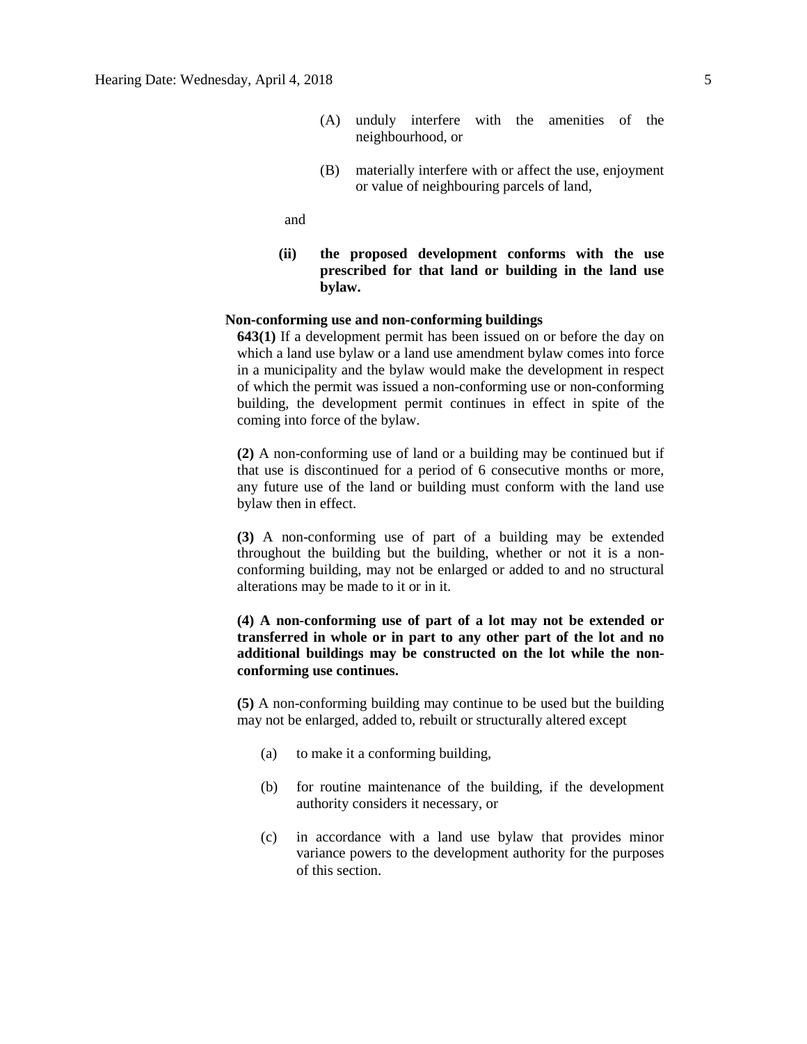(A) unduly interfere with the amenities of the neighbourhood, or

(B) materially interfere with or affect the use, enjoyment or value of neighbouring parcels of land,

and

**(ii) the proposed development conforms with the use prescribed for that land or building in the land use bylaw.**

**Non-conforming use and non-conforming buildings**

**643(1)** If a development permit has been issued on or before the day on which a land use bylaw or a land use amendment bylaw comes into force in a municipality and the bylaw would make the development in respect of which the permit was issued a non-conforming use or non-conforming building, the development permit continues in effect in spite of the coming into force of the bylaw.

**(2)** A non-conforming use of land or a building may be continued but if that use is discontinued for a period of 6 consecutive months or more, any future use of the land or building must conform with the land use bylaw then in effect.

**(3)** A non-conforming use of part of a building may be extended throughout the building but the building, whether or not it is a non-conforming building, may not be enlarged or added to and no structural alterations may be made to it or in it.

**(4) A non-conforming use of part of a lot may not be extended or transferred in whole or in part to any other part of the lot and no additional buildings may be constructed on the lot while the non-conforming use continues.**

**(5)** A non-conforming building may continue to be used but the building may not be enlarged, added to, rebuilt or structurally altered except

(a) to make it a conforming building,

(b) for routine maintenance of the building, if the development authority considers it necessary, or

(c) in accordance with a land use bylaw that provides minor variance powers to the development authority for the purposes of this section.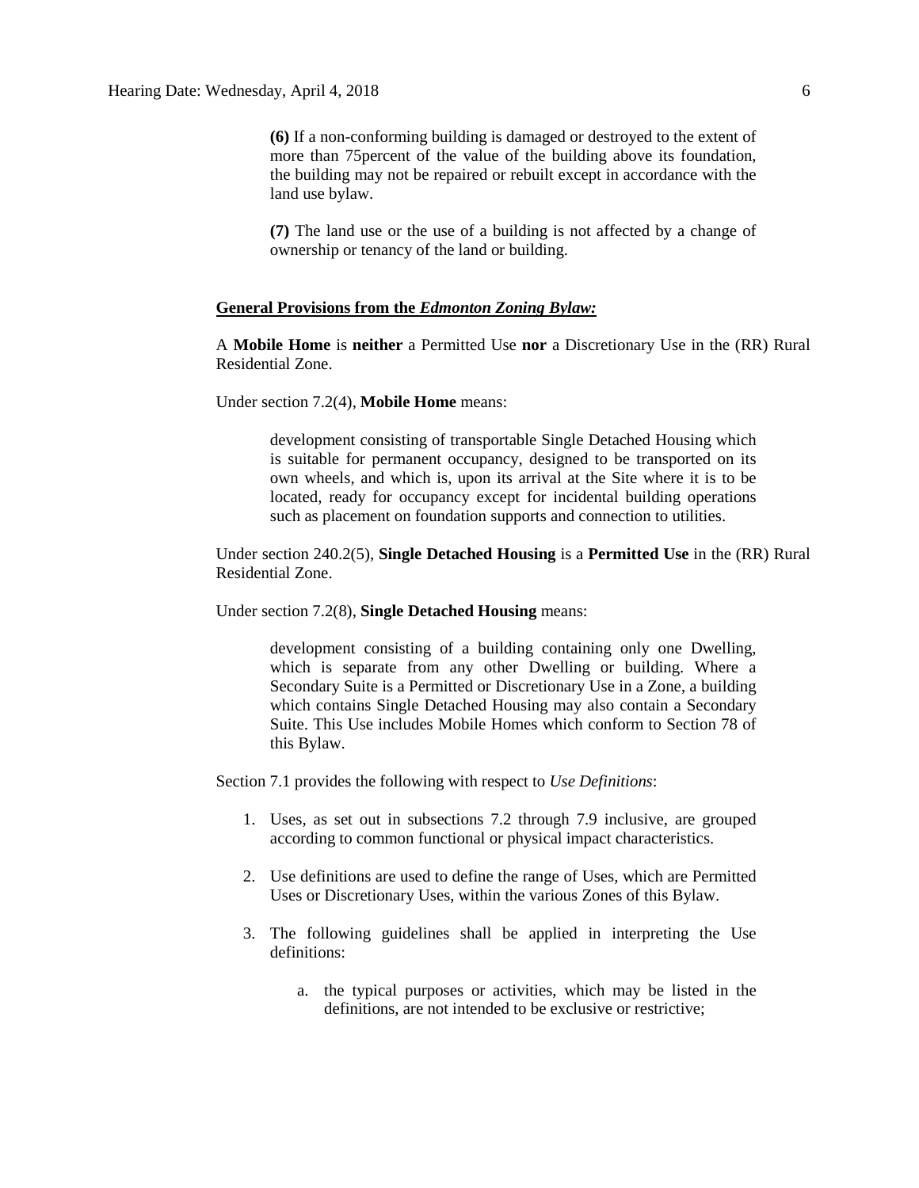> **(6)** If a non-conforming building is damaged or destroyed to the extent of more than 75percent of the value of the building above its foundation, the building may not be repaired or rebuilt except in accordance with the land use bylaw.
>
> **(7)** The land use or the use of a building is not affected by a change of ownership or tenancy of the land or building.

**General Provisions from the *Edmonton Zoning Bylaw:***

A **Mobile Home** is **neither** a Permitted Use **nor** a Discretionary Use in the (RR) Rural Residential Zone.

Under section 7.2(4), **Mobile Home** means:

> development consisting of transportable Single Detached Housing which is suitable for permanent occupancy, designed to be transported on its own wheels, and which is, upon its arrival at the Site where it is to be located, ready for occupancy except for incidental building operations such as placement on foundation supports and connection to utilities.

Under section 240.2(5), **Single Detached Housing** is a **Permitted Use** in the (RR) Rural Residential Zone.

Under section 7.2(8), **Single Detached Housing** means:

> development consisting of a building containing only one Dwelling, which is separate from any other Dwelling or building. Where a Secondary Suite is a Permitted or Discretionary Use in a Zone, a building which contains Single Detached Housing may also contain a Secondary Suite. This Use includes Mobile Homes which conform to Section 78 of this Bylaw.

Section 7.1 provides the following with respect to *Use Definitions*:

1. Uses, as set out in subsections 7.2 through 7.9 inclusive, are grouped according to common functional or physical impact characteristics.
2. Use definitions are used to define the range of Uses, which are Permitted Uses or Discretionary Uses, within the various Zones of this Bylaw.
3. The following guidelines shall be applied in interpreting the Use definitions:
    a. the typical purposes or activities, which may be listed in the definitions, are not intended to be exclusive or restrictive;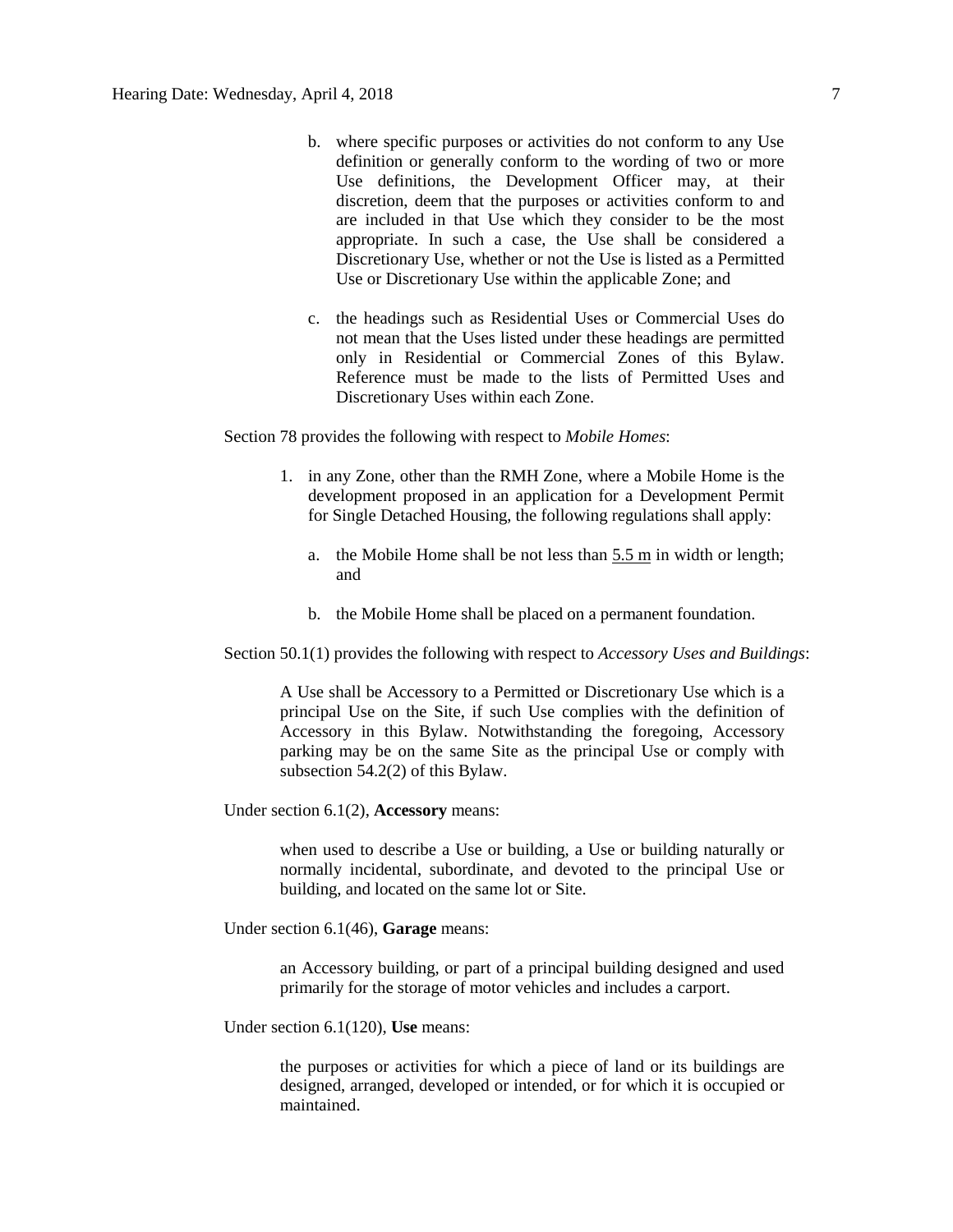b. where specific purposes or activities do not conform to any Use definition or generally conform to the wording of two or more Use definitions, the Development Officer may, at their discretion, deem that the purposes or activities conform to and are included in that Use which they consider to be the most appropriate. In such a case, the Use shall be considered a Discretionary Use, whether or not the Use is listed as a Permitted Use or Discretionary Use within the applicable Zone; and

c. the headings such as Residential Uses or Commercial Uses do not mean that the Uses listed under these headings are permitted only in Residential or Commercial Zones of this Bylaw. Reference must be made to the lists of Permitted Uses and Discretionary Uses within each Zone.

Section 78 provides the following with respect to *Mobile Homes*:

1. in any Zone, other than the RMH Zone, where a Mobile Home is the development proposed in an application for a Development Permit for Single Detached Housing, the following regulations shall apply:

   a. the Mobile Home shall be not less than 5.5 m in width or length; and

   b. the Mobile Home shall be placed on a permanent foundation.

Section 50.1(1) provides the following with respect to *Accessory Uses and Buildings*:

> A Use shall be Accessory to a Permitted or Discretionary Use which is a principal Use on the Site, if such Use complies with the definition of Accessory in this Bylaw. Notwithstanding the foregoing, Accessory parking may be on the same Site as the principal Use or comply with subsection 54.2(2) of this Bylaw.

Under section 6.1(2), **Accessory** means:

> when used to describe a Use or building, a Use or building naturally or normally incidental, subordinate, and devoted to the principal Use or building, and located on the same lot or Site.

Under section 6.1(46), **Garage** means:

> an Accessory building, or part of a principal building designed and used primarily for the storage of motor vehicles and includes a carport.

Under section 6.1(120), **Use** means:

> the purposes or activities for which a piece of land or its buildings are designed, arranged, developed or intended, or for which it is occupied or maintained.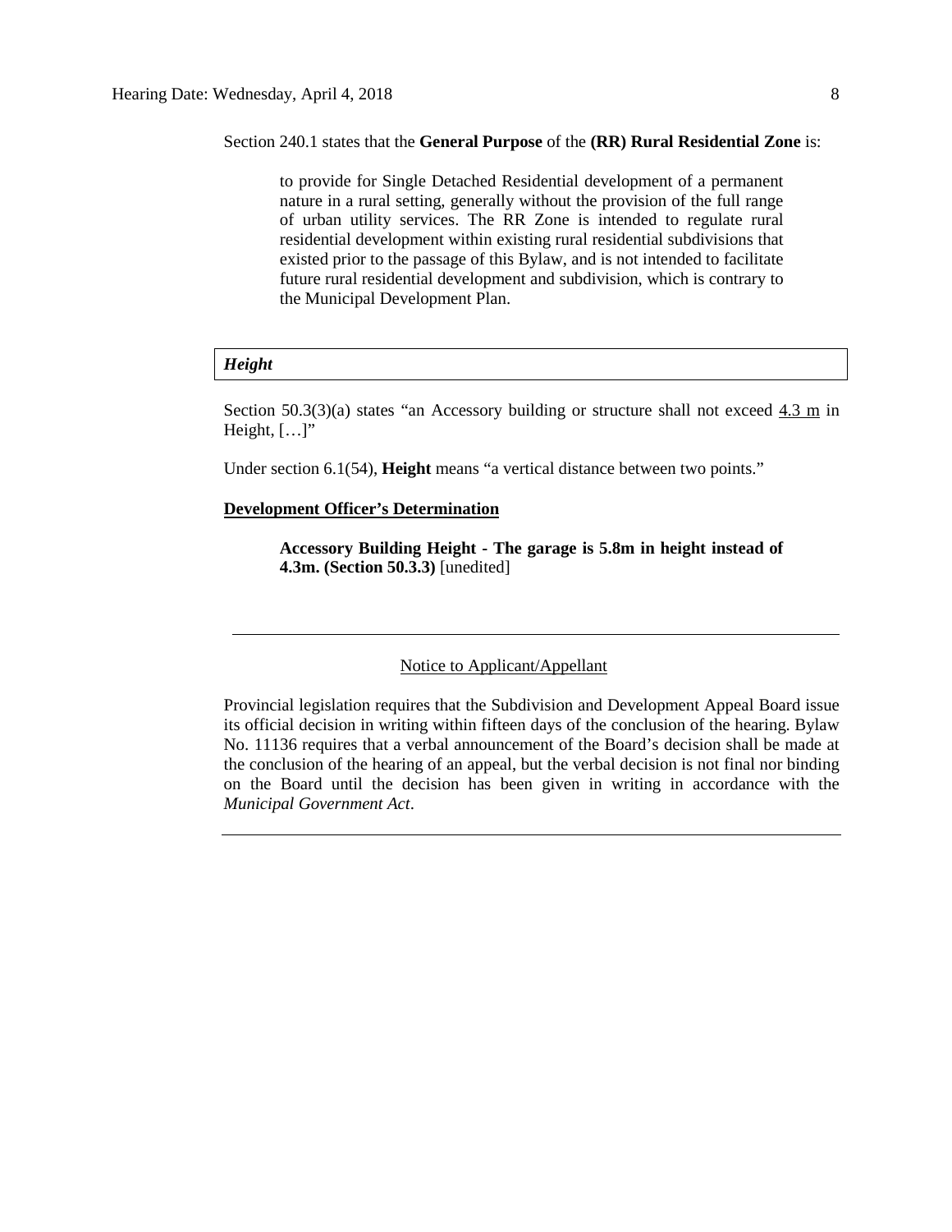Section 240.1 states that the **General Purpose** of the **(RR) Rural Residential Zone** is:

> to provide for Single Detached Residential development of a permanent nature in a rural setting, generally without the provision of the full range of urban utility services. The RR Zone is intended to regulate rural residential development within existing rural residential subdivisions that existed prior to the passage of this Bylaw, and is not intended to facilitate future rural residential development and subdivision, which is contrary to the Municipal Development Plan.

### *Height*

Section 50.3(3)(a) states "an Accessory building or structure shall not exceed 4.3 m in Height, […]"

Under section 6.1(54), **Height** means "a vertical distance between two points."

**Development Officer's Determination**

> **Accessory Building Height - The garage is 5.8m in height instead of 4.3m. (Section 50.3.3)** [unedited]

---

Notice to Applicant/Appellant

Provincial legislation requires that the Subdivision and Development Appeal Board issue its official decision in writing within fifteen days of the conclusion of the hearing. Bylaw No. 11136 requires that a verbal announcement of the Board's decision shall be made at the conclusion of the hearing of an appeal, but the verbal decision is not final nor binding on the Board until the decision has been given in writing in accordance with the *Municipal Government Act*.

---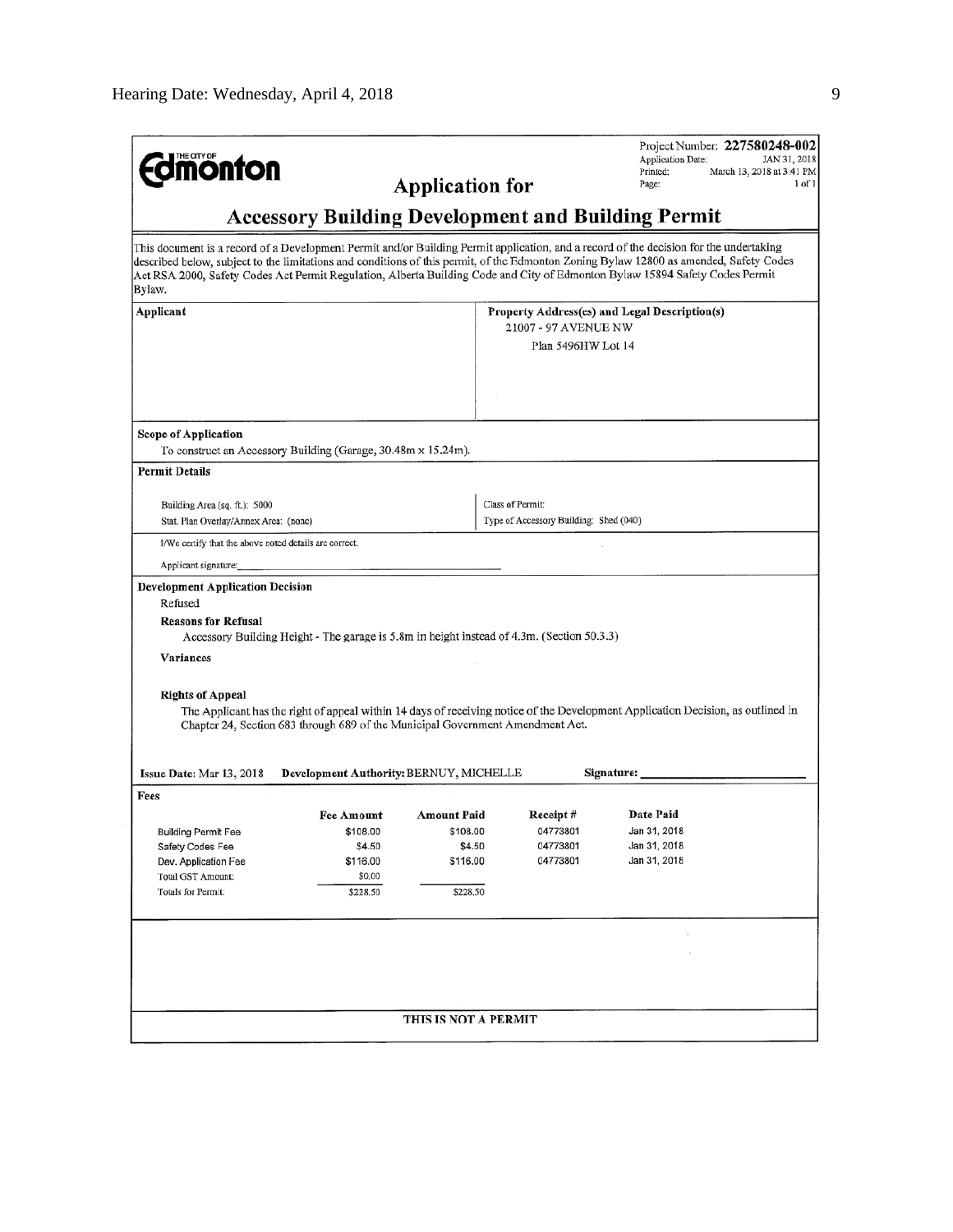**Edmonton**

Project Number: **227580248-002**
Application Date: JAN 31, 2018
Printed: March 13, 2018 at 3:41 PM
Page: 1 of 1

## Application for

## Accessory Building Development and Building Permit

This document is a record of a Development Permit and/or Building Permit application, and a record of the decision for the undertaking described below, subject to the limitations and conditions of this permit, of the Edmonton Zoning Bylaw 12800 as amended, Safety Codes Act RSA 2000, Safety Codes Act Permit Regulation, Alberta Building Code and City of Edmonton Bylaw 15894 Safety Codes Permit Bylaw.

| Applicant | Property Address(es) and Legal Description(s) |
|---|---|
| | 21007 - 97 AVENUE NW<br>Plan 5496HW Lot 14 |

**Scope of Application**

To construct an Accessory Building (Garage, 30.48m x 15.24m).

**Permit Details**

| | |
|---|---|
| Building Area (sq. ft.): 5000 | Class of Permit: |
| Stat. Plan Overlay/Annex Area: (none) | Type of Accessory Building: Shed (040) |

I/We certify that the above noted details are correct.

Applicant signature: ______________________

**Development Application Decision**

Refused

**Reasons for Refusal**

Accessory Building Height - The garage is 5.8m in height instead of 4.3m. (Section 50.3.3)

**Variances**

**Rights of Appeal**

The Applicant has the right of appeal within 14 days of receiving notice of the Development Application Decision, as outlined in Chapter 24, Section 683 through 689 of the Municipal Government Amendment Act.

**Issue Date:** Mar 13, 2018 **Development Authority:** BERNUY, MICHELLE **Signature:** ______________________

**Fees**

| | Fee Amount | Amount Paid | Receipt # | Date Paid |
|---|---|---|---|---|
| Building Permit Fee | $108.00 | $108.00 | 04773801 | Jan 31, 2018 |
| Safety Codes Fee | $4.50 | $4.50 | 04773801 | Jan 31, 2018 |
| Dev. Application Fee | $116.00 | $116.00 | 04773801 | Jan 31, 2018 |
| Total GST Amount: | $0.00 | | | |
| Totals for Permit: | $228.50 | $228.50 | | |

**THIS IS NOT A PERMIT**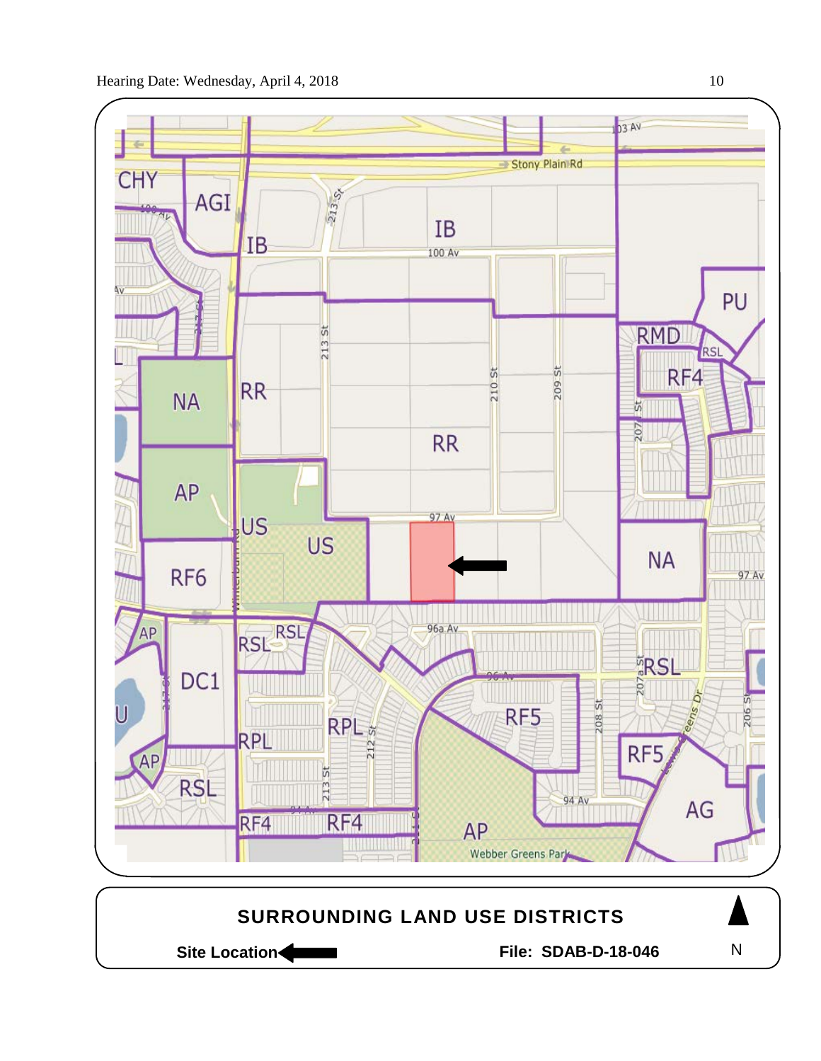**SURROUNDING LAND USE DISTRICTS**

**Site Location** ←

**File: SDAB-D-18-046**

N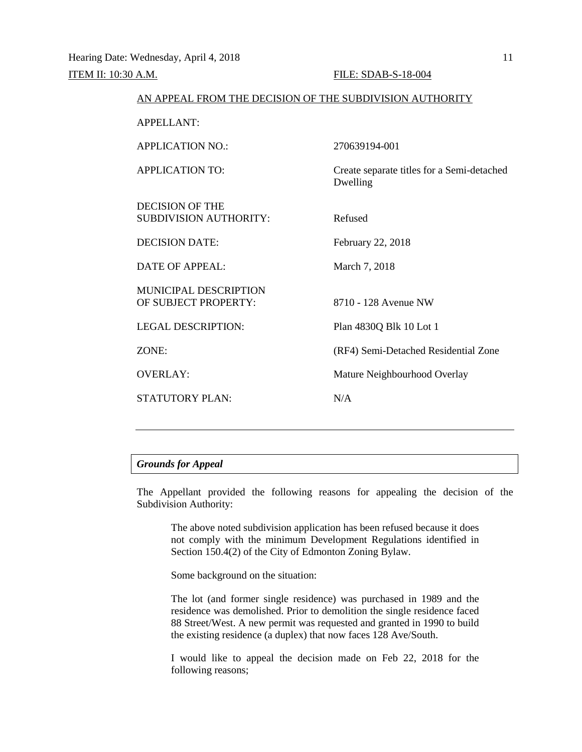ITEM II: 10:30 A.M. FILE: SDAB-S-18-004

AN APPEAL FROM THE DECISION OF THE SUBDIVISION AUTHORITY

| | |
|---|---|
| APPELLANT: | |
| APPLICATION NO.: | 270639194-001 |
| APPLICATION TO: | Create separate titles for a Semi-detached Dwelling |
| DECISION OF THE SUBDIVISION AUTHORITY: | Refused |
| DECISION DATE: | February 22, 2018 |
| DATE OF APPEAL: | March 7, 2018 |
| MUNICIPAL DESCRIPTION OF SUBJECT PROPERTY: | 8710 - 128 Avenue NW |
| LEGAL DESCRIPTION: | Plan 4830Q Blk 10 Lot 1 |
| ZONE: | (RF4) Semi-Detached Residential Zone |
| OVERLAY: | Mature Neighbourhood Overlay |
| STATUTORY PLAN: | N/A |

---

***Grounds for Appeal***

The Appellant provided the following reasons for appealing the decision of the Subdivision Authority:

> The above noted subdivision application has been refused because it does not comply with the minimum Development Regulations identified in Section 150.4(2) of the City of Edmonton Zoning Bylaw.
>
> Some background on the situation:
>
> The lot (and former single residence) was purchased in 1989 and the residence was demolished. Prior to demolition the single residence faced 88 Street/West. A new permit was requested and granted in 1990 to build the existing residence (a duplex) that now faces 128 Ave/South.
>
> I would like to appeal the decision made on Feb 22, 2018 for the following reasons;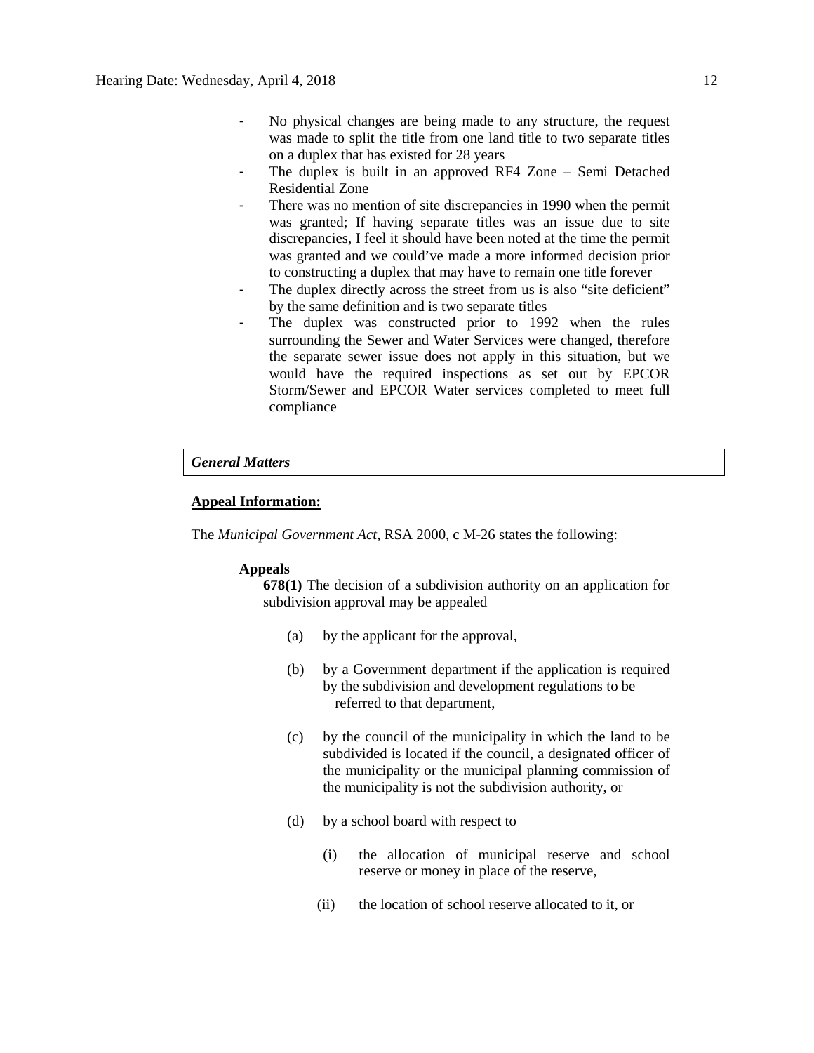- No physical changes are being made to any structure, the request was made to split the title from one land title to two separate titles on a duplex that has existed for 28 years
- The duplex is built in an approved RF4 Zone – Semi Detached Residential Zone
- There was no mention of site discrepancies in 1990 when the permit was granted; If having separate titles was an issue due to site discrepancies, I feel it should have been noted at the time the permit was granted and we could've made a more informed decision prior to constructing a duplex that may have to remain one title forever
- The duplex directly across the street from us is also "site deficient" by the same definition and is two separate titles
- The duplex was constructed prior to 1992 when the rules surrounding the Sewer and Water Services were changed, therefore the separate sewer issue does not apply in this situation, but we would have the required inspections as set out by EPCOR Storm/Sewer and EPCOR Water services completed to meet full compliance

*General Matters*

**Appeal Information:**

The *Municipal Government Act*, RSA 2000, c M-26 states the following:

**Appeals**

**678(1)** The decision of a subdivision authority on an application for subdivision approval may be appealed

(a) by the applicant for the approval,

(b) by a Government department if the application is required by the subdivision and development regulations to be referred to that department,

(c) by the council of the municipality in which the land to be subdivided is located if the council, a designated officer of the municipality or the municipal planning commission of the municipality is not the subdivision authority, or

(d) by a school board with respect to

(i) the allocation of municipal reserve and school reserve or money in place of the reserve,

(ii) the location of school reserve allocated to it, or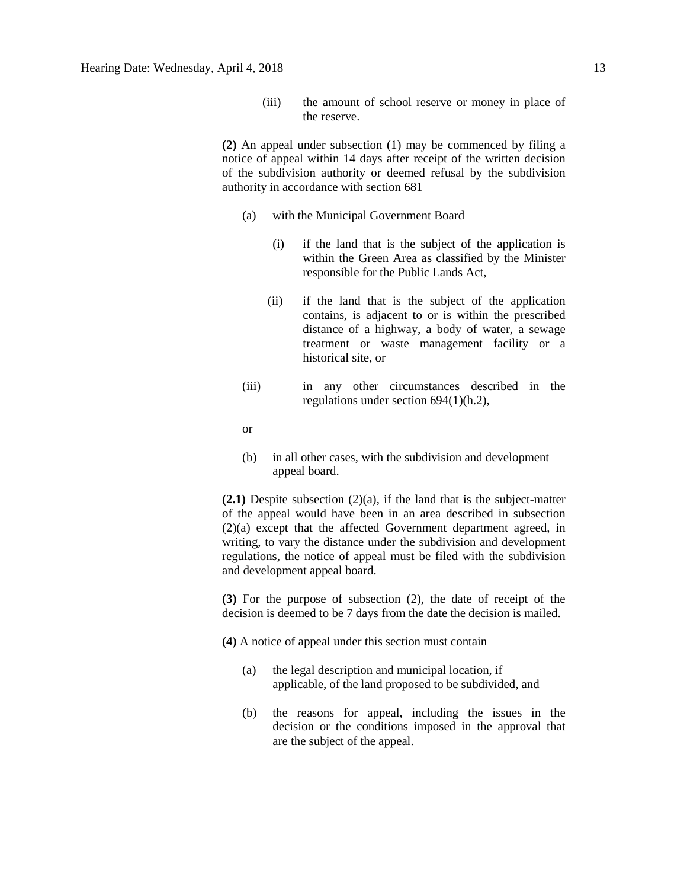(iii) the amount of school reserve or money in place of the reserve.

**(2)** An appeal under subsection (1) may be commenced by filing a notice of appeal within 14 days after receipt of the written decision of the subdivision authority or deemed refusal by the subdivision authority in accordance with section 681

(a) with the Municipal Government Board

(i) if the land that is the subject of the application is within the Green Area as classified by the Minister responsible for the Public Lands Act,

(ii) if the land that is the subject of the application contains, is adjacent to or is within the prescribed distance of a highway, a body of water, a sewage treatment or waste management facility or a historical site, or

(iii) in any other circumstances described in the regulations under section 694(1)(h.2),

or

(b) in all other cases, with the subdivision and development appeal board.

**(2.1)** Despite subsection (2)(a), if the land that is the subject-matter of the appeal would have been in an area described in subsection (2)(a) except that the affected Government department agreed, in writing, to vary the distance under the subdivision and development regulations, the notice of appeal must be filed with the subdivision and development appeal board.

**(3)** For the purpose of subsection (2), the date of receipt of the decision is deemed to be 7 days from the date the decision is mailed.

**(4)** A notice of appeal under this section must contain

(a) the legal description and municipal location, if applicable, of the land proposed to be subdivided, and

(b) the reasons for appeal, including the issues in the decision or the conditions imposed in the approval that are the subject of the appeal.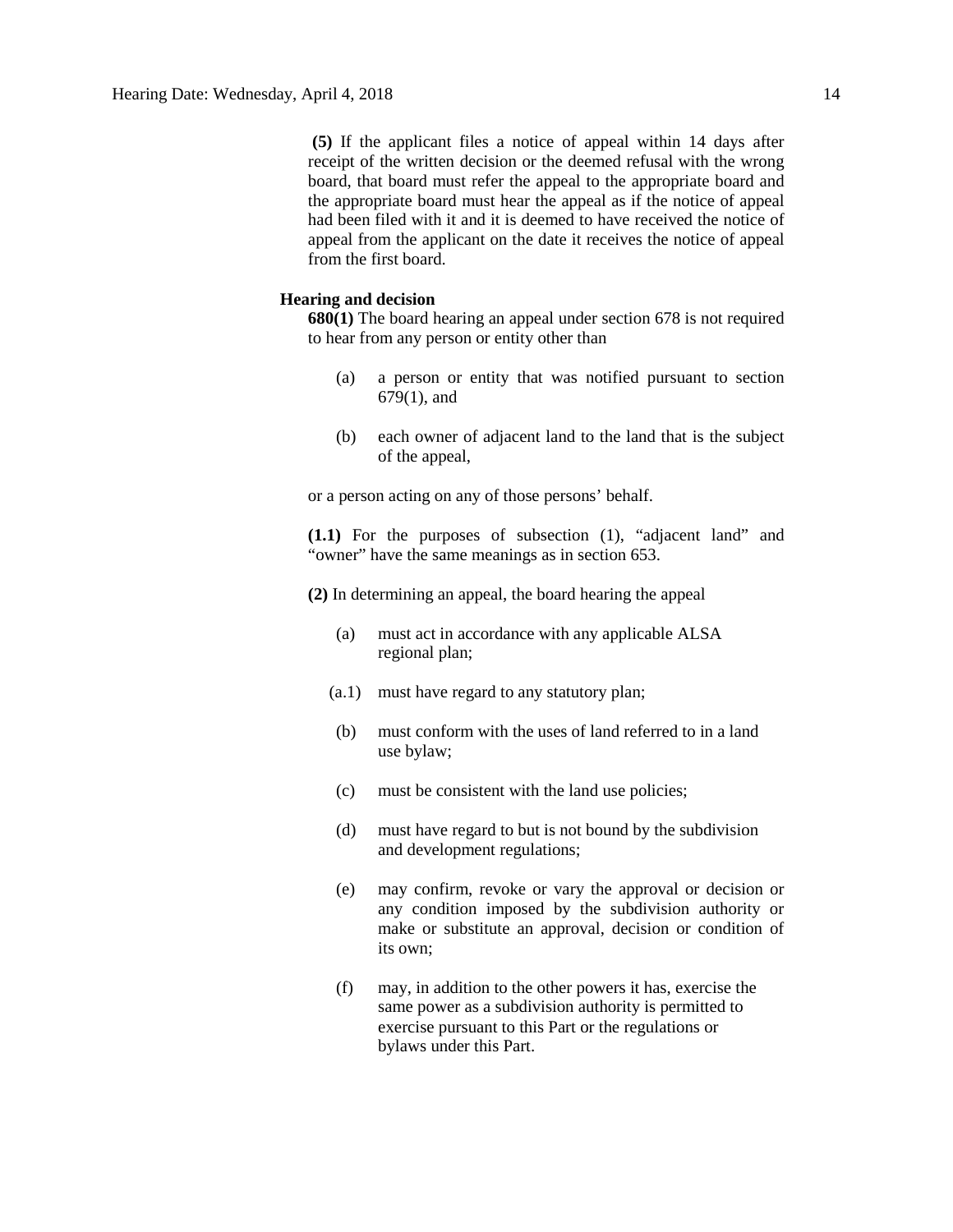**(5)** If the applicant files a notice of appeal within 14 days after receipt of the written decision or the deemed refusal with the wrong board, that board must refer the appeal to the appropriate board and the appropriate board must hear the appeal as if the notice of appeal had been filed with it and it is deemed to have received the notice of appeal from the applicant on the date it receives the notice of appeal from the first board.

**Hearing and decision**

**680(1)** The board hearing an appeal under section 678 is not required to hear from any person or entity other than

- (a) a person or entity that was notified pursuant to section 679(1), and
- (b) each owner of adjacent land to the land that is the subject of the appeal,

or a person acting on any of those persons' behalf.

**(1.1)** For the purposes of subsection (1), "adjacent land" and "owner" have the same meanings as in section 653.

**(2)** In determining an appeal, the board hearing the appeal

- (a) must act in accordance with any applicable ALSA regional plan;
- (a.1) must have regard to any statutory plan;
- (b) must conform with the uses of land referred to in a land use bylaw;
- (c) must be consistent with the land use policies;
- (d) must have regard to but is not bound by the subdivision and development regulations;
- (e) may confirm, revoke or vary the approval or decision or any condition imposed by the subdivision authority or make or substitute an approval, decision or condition of its own;
- (f) may, in addition to the other powers it has, exercise the same power as a subdivision authority is permitted to exercise pursuant to this Part or the regulations or bylaws under this Part.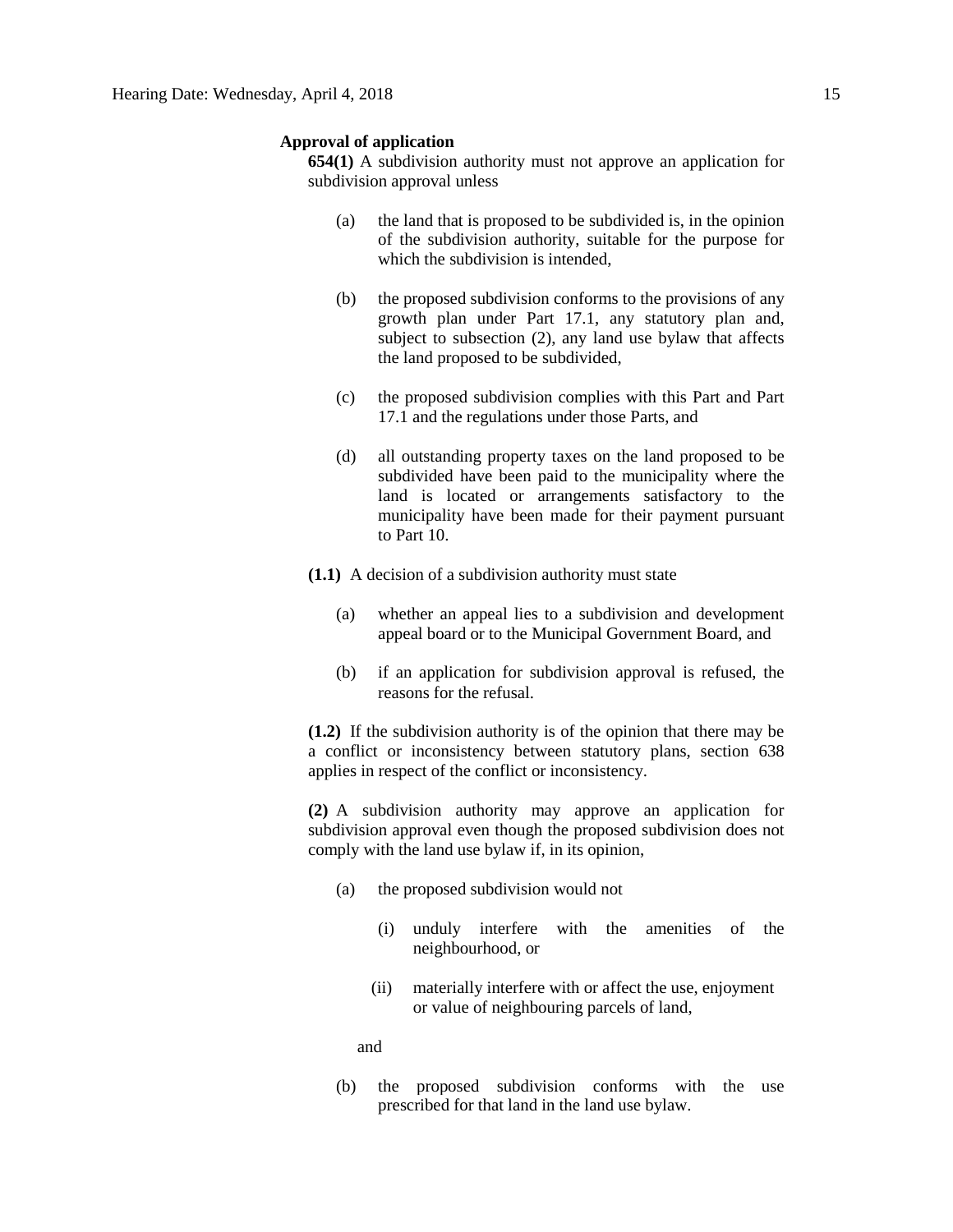**Approval of application**

**654(1)** A subdivision authority must not approve an application for subdivision approval unless

(a) the land that is proposed to be subdivided is, in the opinion of the subdivision authority, suitable for the purpose for which the subdivision is intended,

(b) the proposed subdivision conforms to the provisions of any growth plan under Part 17.1, any statutory plan and, subject to subsection (2), any land use bylaw that affects the land proposed to be subdivided,

(c) the proposed subdivision complies with this Part and Part 17.1 and the regulations under those Parts, and

(d) all outstanding property taxes on the land proposed to be subdivided have been paid to the municipality where the land is located or arrangements satisfactory to the municipality have been made for their payment pursuant to Part 10.

**(1.1)** A decision of a subdivision authority must state

(a) whether an appeal lies to a subdivision and development appeal board or to the Municipal Government Board, and

(b) if an application for subdivision approval is refused, the reasons for the refusal.

**(1.2)** If the subdivision authority is of the opinion that there may be a conflict or inconsistency between statutory plans, section 638 applies in respect of the conflict or inconsistency.

**(2)** A subdivision authority may approve an application for subdivision approval even though the proposed subdivision does not comply with the land use bylaw if, in its opinion,

(a) the proposed subdivision would not

(i) unduly interfere with the amenities of the neighbourhood, or

(ii) materially interfere with or affect the use, enjoyment or value of neighbouring parcels of land,

and

(b) the proposed subdivision conforms with the use prescribed for that land in the land use bylaw.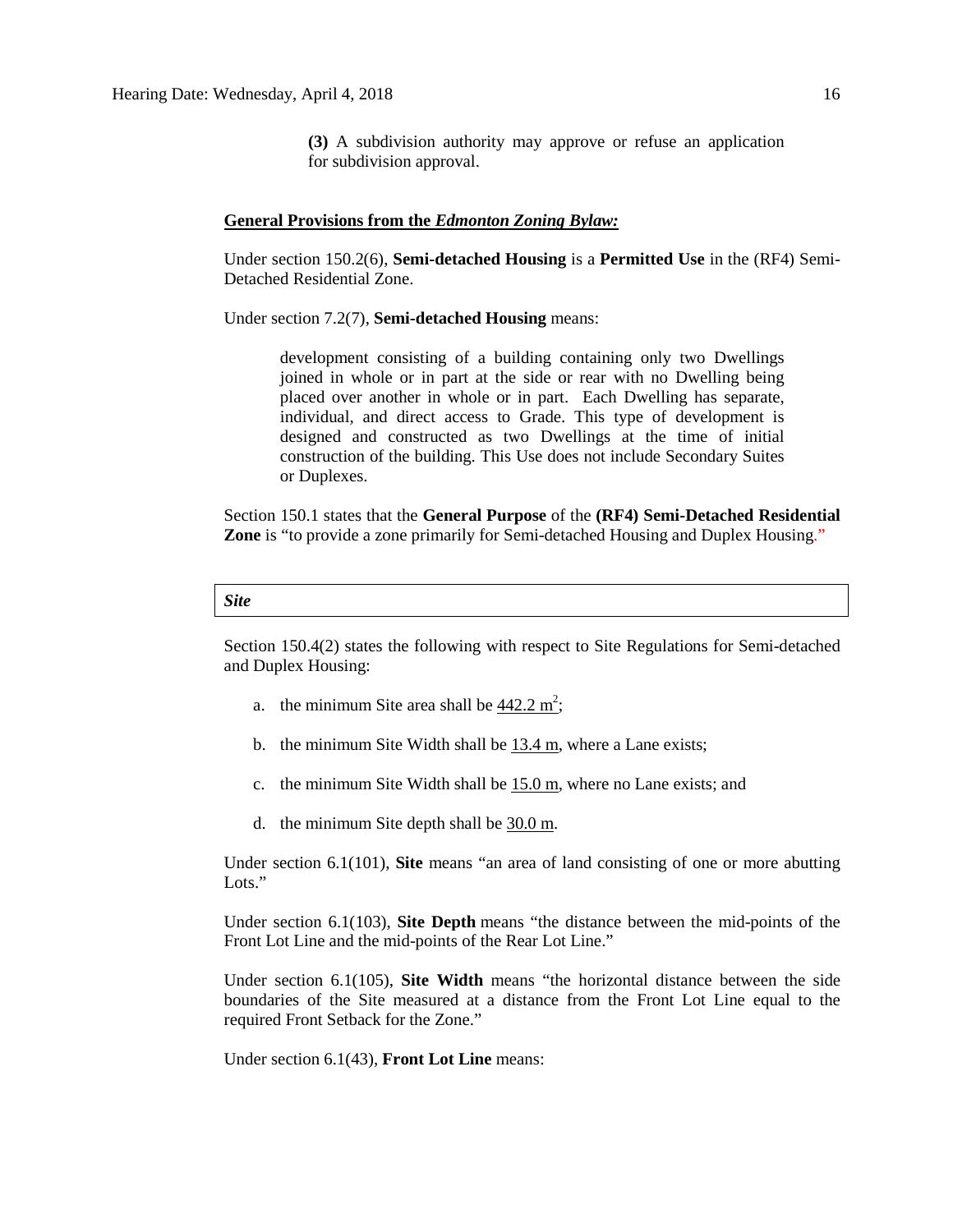**(3)** A subdivision authority may approve or refuse an application for subdivision approval.

**General Provisions from the *Edmonton Zoning Bylaw:***

Under section 150.2(6), **Semi-detached Housing** is a **Permitted Use** in the (RF4) Semi-Detached Residential Zone.

Under section 7.2(7), **Semi-detached Housing** means:

> development consisting of a building containing only two Dwellings joined in whole or in part at the side or rear with no Dwelling being placed over another in whole or in part. Each Dwelling has separate, individual, and direct access to Grade. This type of development is designed and constructed as two Dwellings at the time of initial construction of the building. This Use does not include Secondary Suites or Duplexes.

Section 150.1 states that the **General Purpose** of the **(RF4) Semi-Detached Residential Zone** is "to provide a zone primarily for Semi-detached Housing and Duplex Housing."

| *Site* |
| --- |

Section 150.4(2) states the following with respect to Site Regulations for Semi-detached and Duplex Housing:

a. the minimum Site area shall be 442.2 $m^2$;

b. the minimum Site Width shall be 13.4 m, where a Lane exists;

c. the minimum Site Width shall be 15.0 m, where no Lane exists; and

d. the minimum Site depth shall be 30.0 m.

Under section 6.1(101), **Site** means "an area of land consisting of one or more abutting Lots."

Under section 6.1(103), **Site Depth** means "the distance between the mid-points of the Front Lot Line and the mid-points of the Rear Lot Line."

Under section 6.1(105), **Site Width** means "the horizontal distance between the side boundaries of the Site measured at a distance from the Front Lot Line equal to the required Front Setback for the Zone."

Under section 6.1(43), **Front Lot Line** means: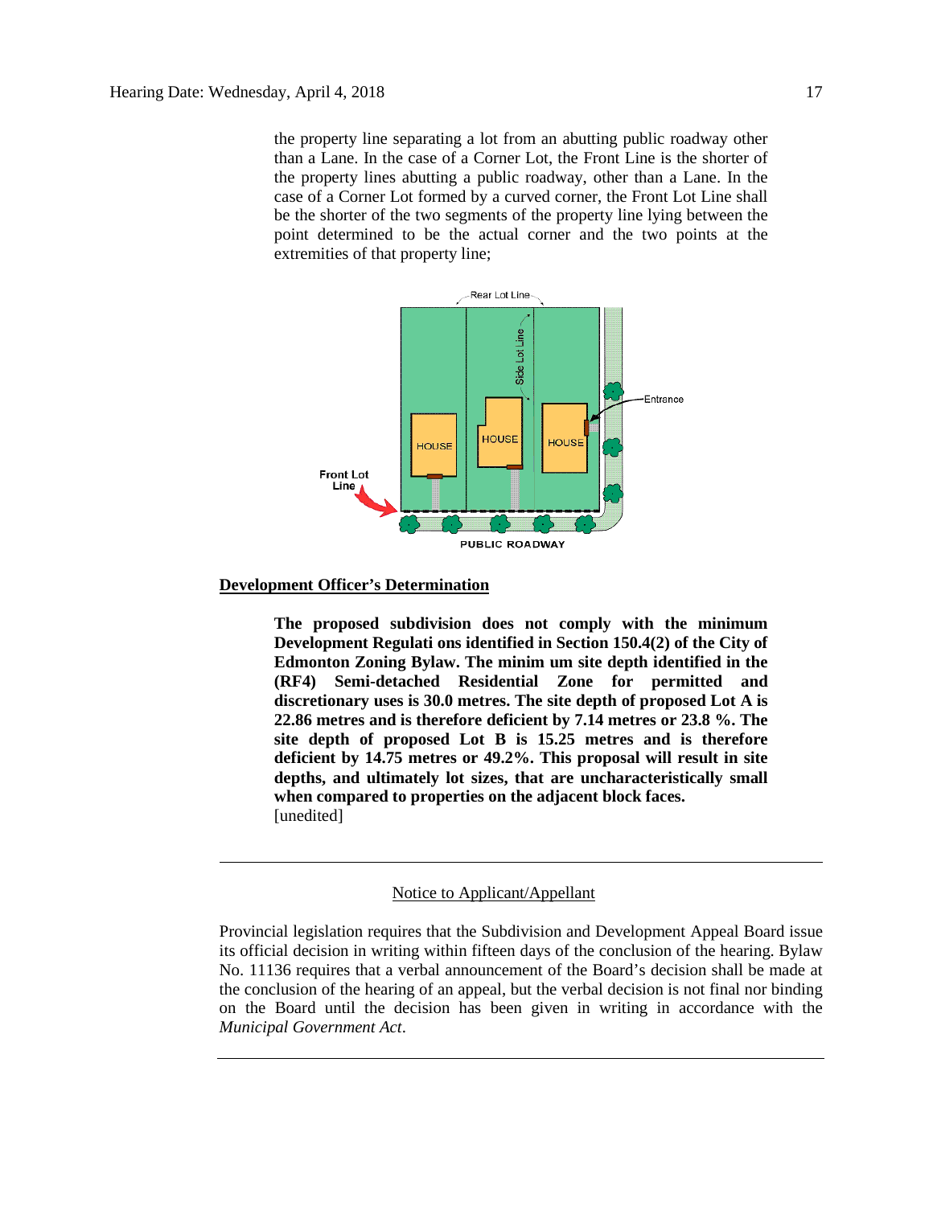the property line separating a lot from an abutting public roadway other than a Lane. In the case of a Corner Lot, the Front Line is the shorter of the property lines abutting a public roadway, other than a Lane. In the case of a Corner Lot formed by a curved corner, the Front Lot Line shall be the shorter of the two segments of the property line lying between the point determined to be the actual corner and the two points at the extremities of that property line;

**Development Officer's Determination**

> **The proposed subdivision does not comply with the minimum Development Regulati ons identified in Section 150.4(2) of the City of Edmonton Zoning Bylaw. The minim um site depth identified in the (RF4) Semi-detached Residential Zone for permitted and discretionary uses is 30.0 metres. The site depth of proposed Lot A is 22.86 metres and is therefore deficient by 7.14 metres or 23.8 %. The site depth of proposed Lot B is 15.25 metres and is therefore deficient by 14.75 metres or 49.2%. This proposal will result in site depths, and ultimately lot sizes, that are uncharacteristically small when compared to properties on the adjacent block faces.**
> [unedited]

---

Notice to Applicant/Appellant

Provincial legislation requires that the Subdivision and Development Appeal Board issue its official decision in writing within fifteen days of the conclusion of the hearing. Bylaw No. 11136 requires that a verbal announcement of the Board's decision shall be made at the conclusion of the hearing of an appeal, but the verbal decision is not final nor binding on the Board until the decision has been given in writing in accordance with the *Municipal Government Act*.

---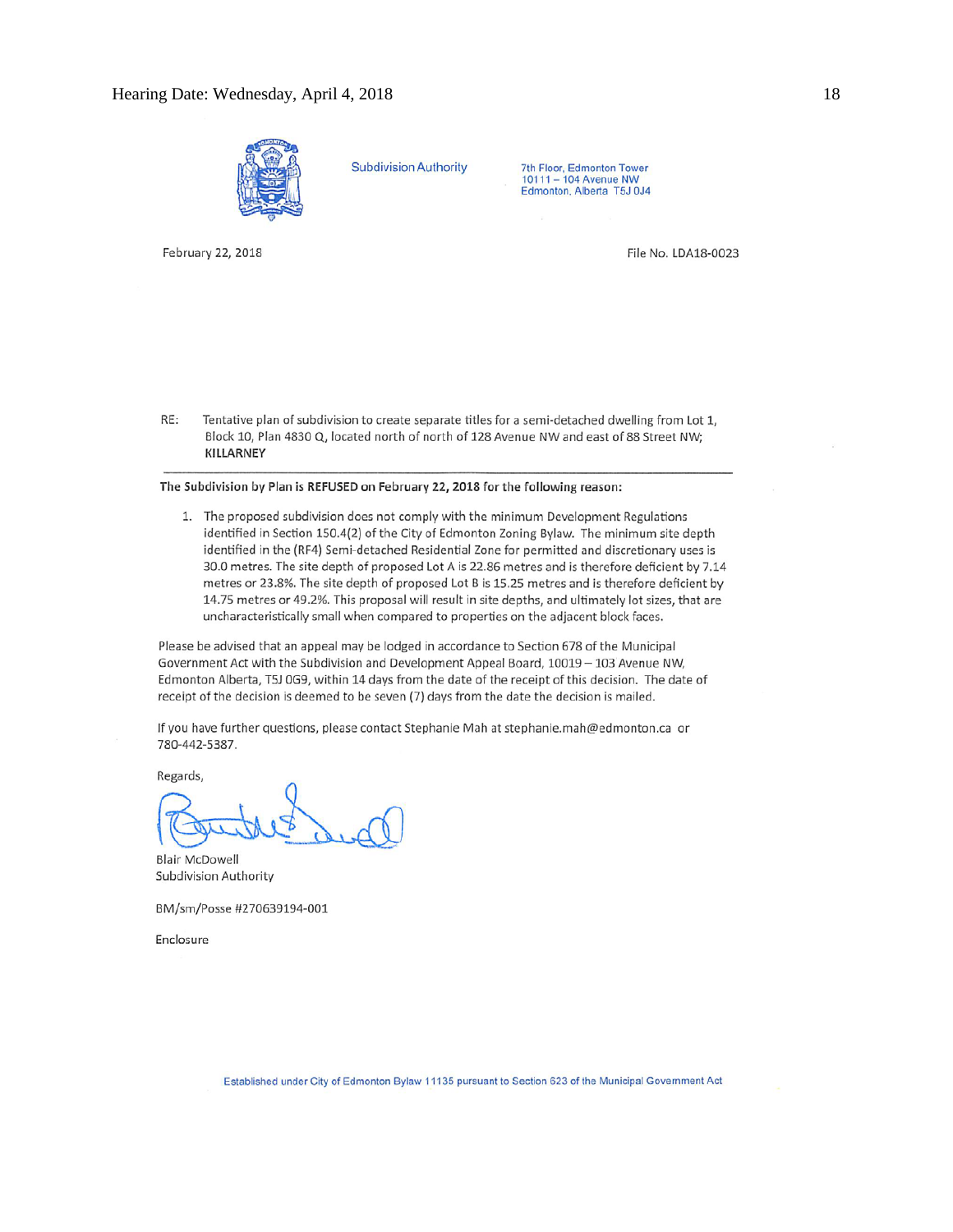Subdivision Authority

7th Floor, Edmonton Tower
10111 – 104 Avenue NW
Edmonton, Alberta T5J 0J4

February 22, 2018

File No. LDA18-0023

RE: Tentative plan of subdivision to create separate titles for a semi-detached dwelling from Lot 1, Block 10, Plan 4830 Q, located north of north of 128 Avenue NW and east of 88 Street NW; **KILLARNEY**

---

**The Subdivision by Plan is REFUSED on February 22, 2018 for the following reason:**

1. The proposed subdivision does not comply with the minimum Development Regulations identified in Section 150.4(2) of the City of Edmonton Zoning Bylaw. The minimum site depth identified in the (RF4) Semi-detached Residential Zone for permitted and discretionary uses is 30.0 metres. The site depth of proposed Lot A is 22.86 metres and is therefore deficient by 7.14 metres or 23.8%. The site depth of proposed Lot B is 15.25 metres and is therefore deficient by 14.75 metres or 49.2%. This proposal will result in site depths, and ultimately lot sizes, that are uncharacteristically small when compared to properties on the adjacent block faces.

Please be advised that an appeal may be lodged in accordance to Section 678 of the Municipal Government Act with the Subdivision and Development Appeal Board, 10019 – 103 Avenue NW, Edmonton Alberta, T5J 0G9, within 14 days from the date of the receipt of this decision. The date of receipt of the decision is deemed to be seven (7) days from the date the decision is mailed.

If you have further questions, please contact Stephanie Mah at stephanie.mah@edmonton.ca or 780-442-5387.

Regards,

Blair McDowell
Subdivision Authority

BM/sm/Posse #270639194-001

Enclosure

Established under City of Edmonton Bylaw 11135 pursuant to Section 623 of the Municipal Government Act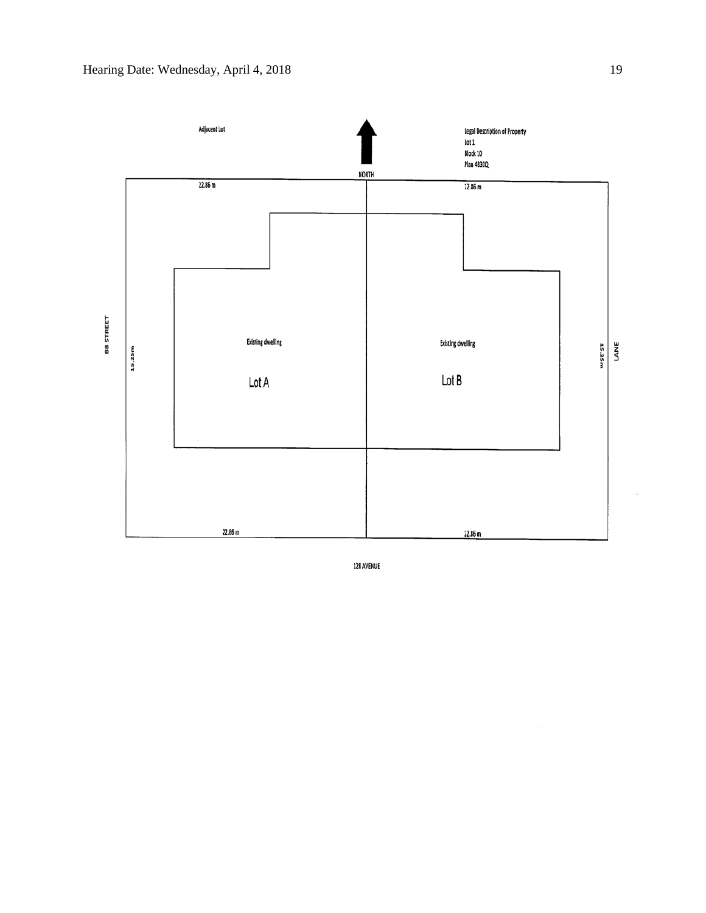Adjacent Lot

Legal Description of Property
Lot 1
Block 10
Plan 4830Q

NORTH

22.86 m

22.86 m

88 STREET

15.25m

Existing dwelling

Lot A

Existing dwelling

Lot B

15.25m

LANE

22.86 m

22.86 m

128 AVENUE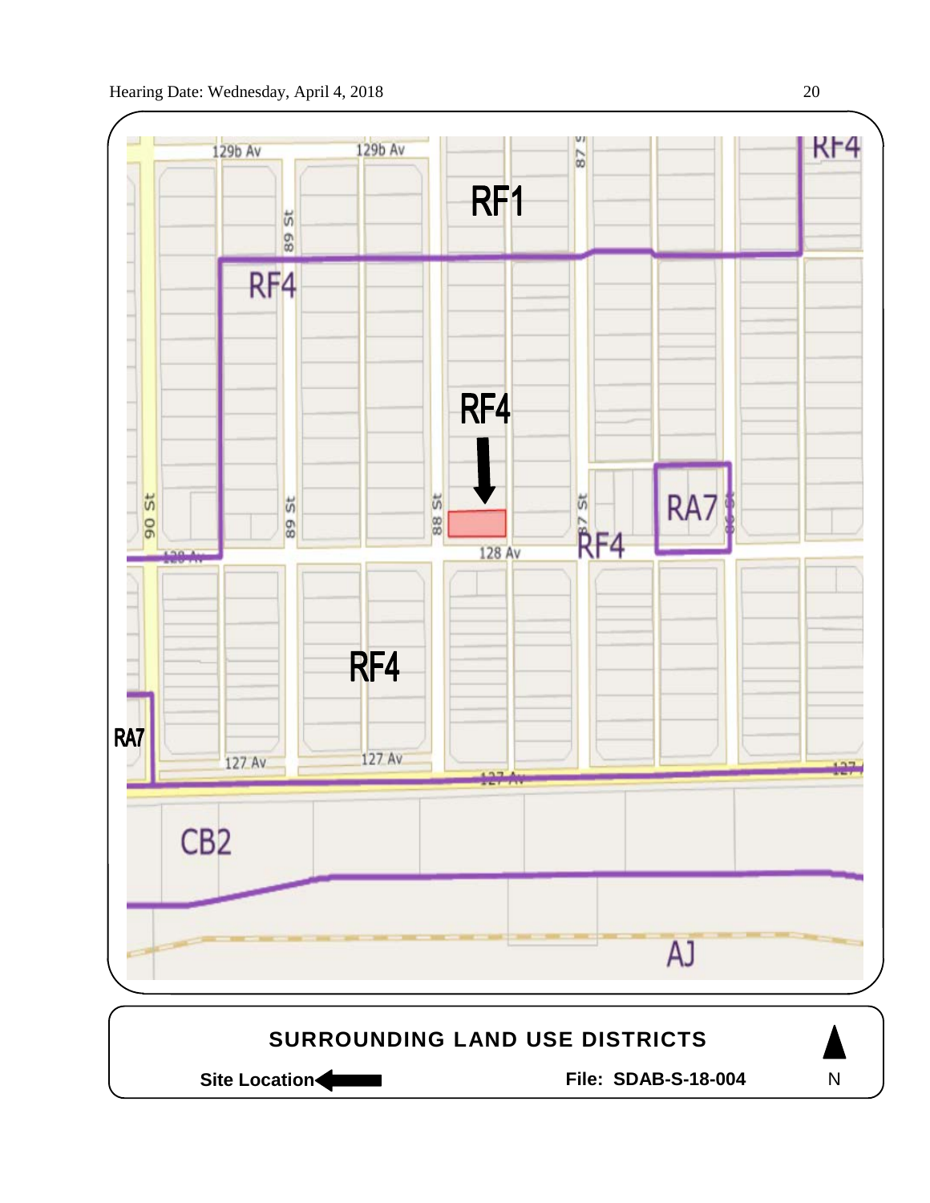RF1

RF4

RF4

RF4

RF4

RA7

RA7

CB2

AJ

129b Av

129b Av

89 St

89 St

90 St

88 St

87 St

87 St

86 St

128 Av

128 Av

127 Av

127 Av

127 Av

**SURROUNDING LAND USE DISTRICTS**

**Site Location**

**File: SDAB-S-18-004**

N